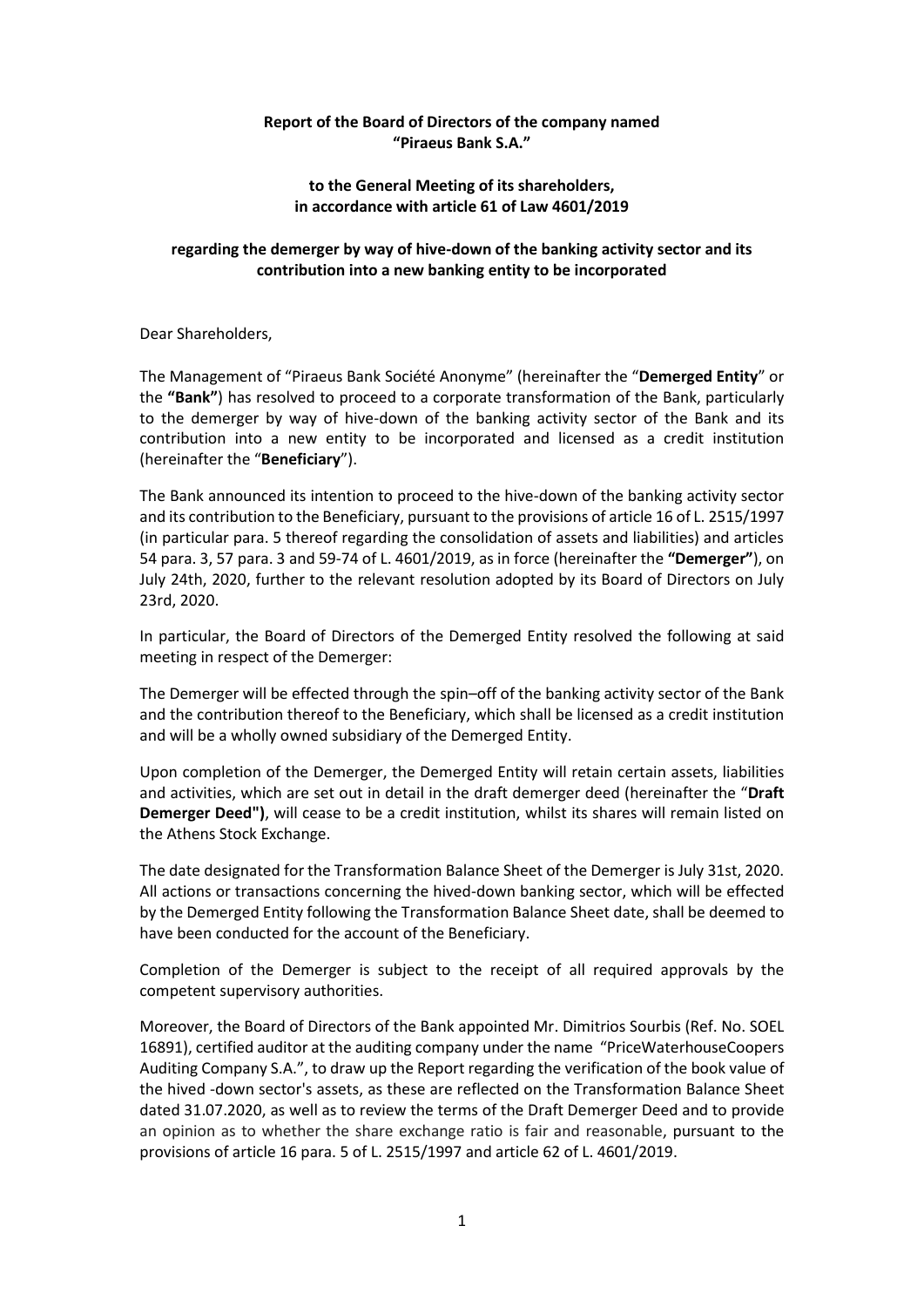**Report of the Board of Directors of the company named "Piraeus Bank S.A."**

**to the General Meeting of its shareholders, in accordance with article 61 of Law 4601/2019**

**regarding the demerger by way of hive-down of the banking activity sector and its contribution into a new banking entity to be incorporated**

Dear Shareholders,

The Management of "Piraeus Bank Société Anonyme" (hereinafter the "**Demerged Entity**" or the **"Bank"**) has resolved to proceed to a corporate transformation of the Bank, particularly to the demerger by way of hive-down of the banking activity sector of the Bank and its contribution into a new entity to be incorporated and licensed as a credit institution (hereinafter the "**Beneficiary**").

The Bank announced its intention to proceed to the hive-down of the banking activity sector and its contribution to the Beneficiary, pursuant to the provisions of article 16 of L. 2515/1997 (in particular para. 5 thereof regarding the consolidation of assets and liabilities) and articles 54 para. 3, 57 para. 3 and 59-74 of L. 4601/2019, as in force (hereinafter the **"Demerger"**), on July 24th, 2020, further to the relevant resolution adopted by its Board of Directors on July 23rd, 2020.

In particular, the Board of Directors of the Demerged Entity resolved the following at said meeting in respect of the Demerger:

The Demerger will be effected through the spin–off of the banking activity sector of the Bank and the contribution thereof to the Beneficiary, which shall be licensed as a credit institution and will be a wholly owned subsidiary of the Demerged Entity.

Upon completion of the Demerger, the Demerged Entity will retain certain assets, liabilities and activities, which are set out in detail in the draft demerger deed (hereinafter the "**Draft Demerger Deed")**, will cease to be a credit institution, whilst its shares will remain listed on the Athens Stock Exchange.

The date designated for the Transformation Balance Sheet of the Demerger is July 31st, 2020. All actions or transactions concerning the hived-down banking sector, which will be effected by the Demerged Entity following the Transformation Balance Sheet date, shall be deemed to have been conducted for the account of the Beneficiary.

Completion of the Demerger is subject to the receipt of all required approvals by the competent supervisory authorities.

Moreover, the Board of Directors of the Bank appointed Mr. Dimitrios Sourbis (Ref. No. SOEL 16891), certified auditor at the auditing company under the name "PriceWaterhouseCoopers Auditing Company S.A.", to draw up the Report regarding the verification of the book value of the hived -down sector's assets, as these are reflected on the Transformation Balance Sheet dated 31.07.2020, as well as to review the terms of the Draft Demerger Deed and to provide an opinion as to whether the share exchange ratio is fair and reasonable, pursuant to the provisions of article 16 para. 5 of L. 2515/1997 and article 62 of L. 4601/2019.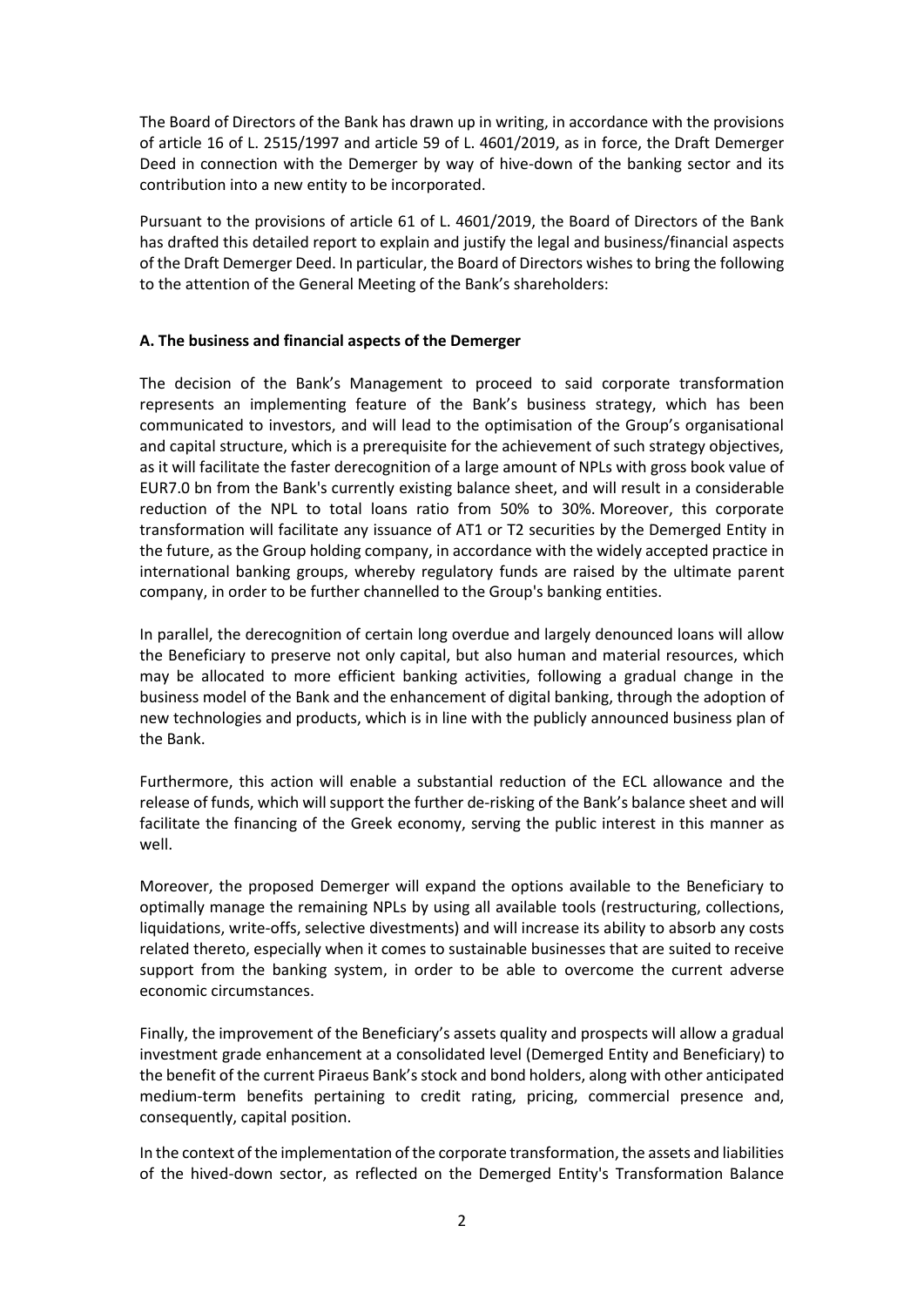The Board of Directors of the Bank has drawn up in writing, in accordance with the provisions of article 16 of L. 2515/1997 and article 59 of L. 4601/2019, as in force, the Draft Demerger Deed in connection with the Demerger by way of hive-down of the banking sector and its contribution into a new entity to be incorporated.

Pursuant to the provisions of article 61 of L. 4601/2019, the Board of Directors of the Bank has drafted this detailed report to explain and justify the legal and business/financial aspects of the Draft Demerger Deed. In particular, the Board of Directors wishes to bring the following to the attention of the General Meeting of the Bank's shareholders:

**A. The business and financial aspects of the Demerger**

The decision of the Bank's Management to proceed to said corporate transformation represents an implementing feature of the Bank's business strategy, which has been communicated to investors, and will lead to the optimisation of the Group's organisational and capital structure, which is a prerequisite for the achievement of such strategy objectives, as it will facilitate the faster derecognition of a large amount of NPLs with gross book value of EUR7.0 bn from the Bank's currently existing balance sheet, and will result in a considerable reduction of the NPL to total loans ratio from 50% to 30%. Moreover, this corporate transformation will facilitate any issuance of AT1 or T2 securities by the Demerged Entity in the future, as the Group holding company, in accordance with the widely accepted practice in international banking groups, whereby regulatory funds are raised by the ultimate parent company, in order to be further channelled to the Group's banking entities.

In parallel, the derecognition of certain long overdue and largely denounced loans will allow the Beneficiary to preserve not only capital, but also human and material resources, which may be allocated to more efficient banking activities, following a gradual change in the business model of the Bank and the enhancement of digital banking, through the adoption of new technologies and products, which is in line with the publicly announced business plan of the Bank.

Furthermore, this action will enable a substantial reduction of the ECL allowance and the release of funds, which will support the further de-risking of the Bank's balance sheet and will facilitate the financing of the Greek economy, serving the public interest in this manner as well.

Moreover, the proposed Demerger will expand the options available to the Beneficiary to optimally manage the remaining NPLs by using all available tools (restructuring, collections, liquidations, write-offs, selective divestments) and will increase its ability to absorb any costs related thereto, especially when it comes to sustainable businesses that are suited to receive support from the banking system, in order to be able to overcome the current adverse economic circumstances.

Finally, the improvement of the Beneficiary's assets quality and prospects will allow a gradual investment grade enhancement at a consolidated level (Demerged Entity and Beneficiary) to the benefit of the current Piraeus Bank's stock and bond holders, along with other anticipated medium-term benefits pertaining to credit rating, pricing, commercial presence and, consequently, capital position.

In the context of the implementation of the corporate transformation, the assets and liabilities of the hived-down sector, as reflected on the Demerged Entity's Transformation Balance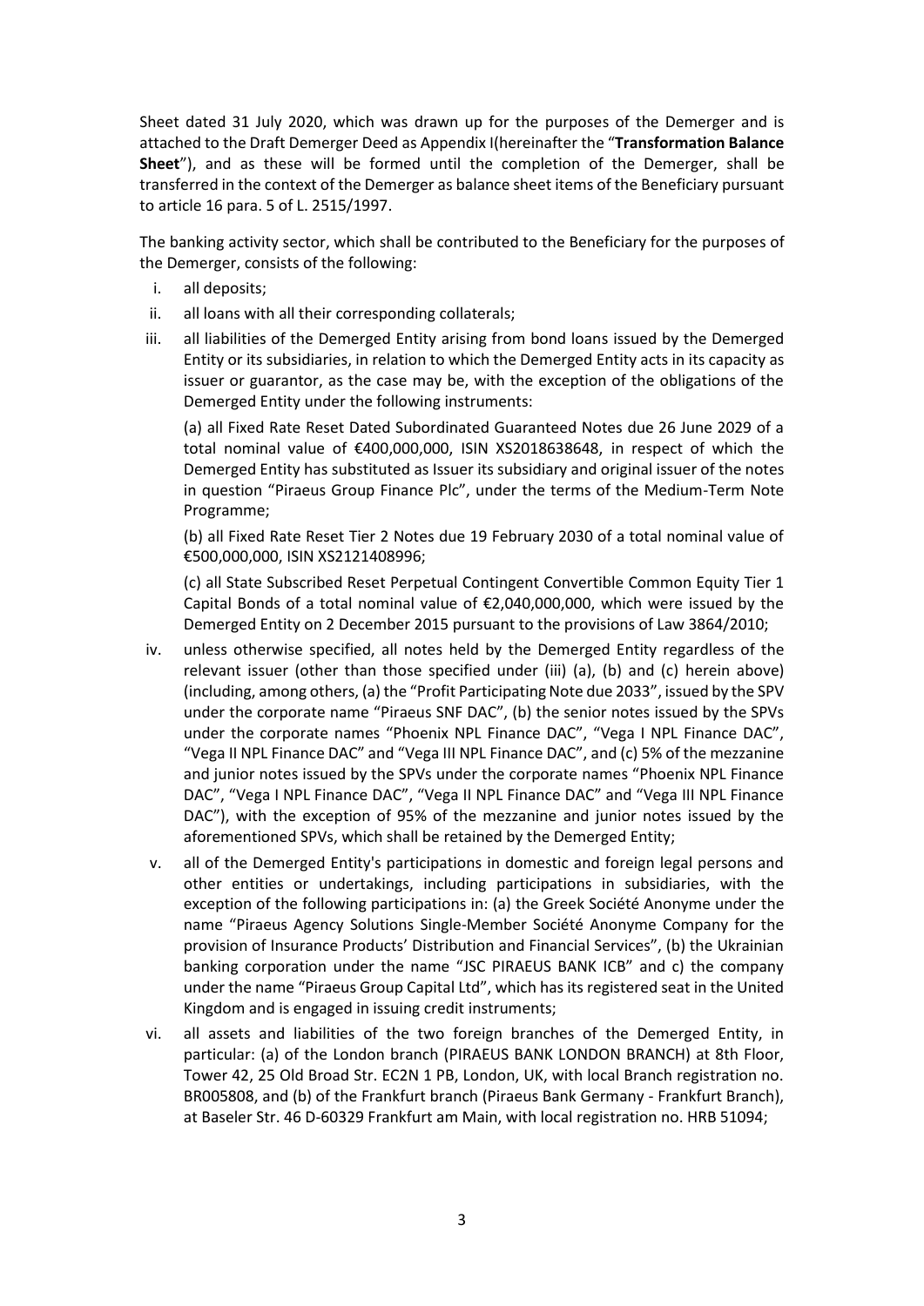Sheet dated 31 July 2020, which was drawn up for the purposes of the Demerger and is attached to the Draft Demerger Deed as Appendix I(hereinafter the "**Transformation Balance Sheet**"), and as these will be formed until the completion of the Demerger, shall be transferred in the context of the Demerger as balance sheet items of the Beneficiary pursuant to article 16 para. 5 of L. 2515/1997.

The banking activity sector, which shall be contributed to the Beneficiary for the purposes of the Demerger, consists of the following:

i. all deposits;
ii. all loans with all their corresponding collaterals;
iii. all liabilities of the Demerged Entity arising from bond loans issued by the Demerged Entity or its subsidiaries, in relation to which the Demerged Entity acts in its capacity as issuer or guarantor, as the case may be, with the exception of the obligations of the Demerged Entity under the following instruments:

   (a) all Fixed Rate Reset Dated Subordinated Guaranteed Notes due 26 June 2029 of a total nominal value of €400,000,000, ISIN XS2018638648, in respect of which the Demerged Entity has substituted as Issuer its subsidiary and original issuer of the notes in question "Piraeus Group Finance Plc", under the terms of the Medium-Term Note Programme;

   (b) all Fixed Rate Reset Tier 2 Notes due 19 February 2030 of a total nominal value of €500,000,000, ISIN XS2121408996;

   (c) all State Subscribed Reset Perpetual Contingent Convertible Common Equity Tier 1 Capital Bonds of a total nominal value of €2,040,000,000, which were issued by the Demerged Entity on 2 December 2015 pursuant to the provisions of Law 3864/2010;

iv. unless otherwise specified, all notes held by the Demerged Entity regardless of the relevant issuer (other than those specified under (iii) (a), (b) and (c) herein above) (including, among others, (a) the "Profit Participating Note due 2033", issued by the SPV under the corporate name "Piraeus SNF DAC", (b) the senior notes issued by the SPVs under the corporate names "Phoenix NPL Finance DAC", "Vega I NPL Finance DAC", "Vega II NPL Finance DAC" and "Vega III NPL Finance DAC", and (c) 5% of the mezzanine and junior notes issued by the SPVs under the corporate names "Phoenix NPL Finance DAC", "Vega I NPL Finance DAC", "Vega II NPL Finance DAC" and "Vega III NPL Finance DAC"), with the exception of 95% of the mezzanine and junior notes issued by the aforementioned SPVs, which shall be retained by the Demerged Entity;
v. all of the Demerged Entity's participations in domestic and foreign legal persons and other entities or undertakings, including participations in subsidiaries, with the exception of the following participations in: (a) the Greek Société Anonyme under the name "Piraeus Agency Solutions Single-Member Société Anonyme Company for the provision of Insurance Products' Distribution and Financial Services", (b) the Ukrainian banking corporation under the name "JSC PIRAEUS BANK ICB" and c) the company under the name "Piraeus Group Capital Ltd", which has its registered seat in the United Kingdom and is engaged in issuing credit instruments;
vi. all assets and liabilities of the two foreign branches of the Demerged Entity, in particular: (a) of the London branch (PIRAEUS BANK LONDON BRANCH) at 8th Floor, Tower 42, 25 Old Broad Str. EC2N 1 PB, London, UK, with local Branch registration no. BR005808, and (b) of the Frankfurt branch (Piraeus Bank Germany - Frankfurt Branch), at Baseler Str. 46 D-60329 Frankfurt am Main, with local registration no. HRB 51094;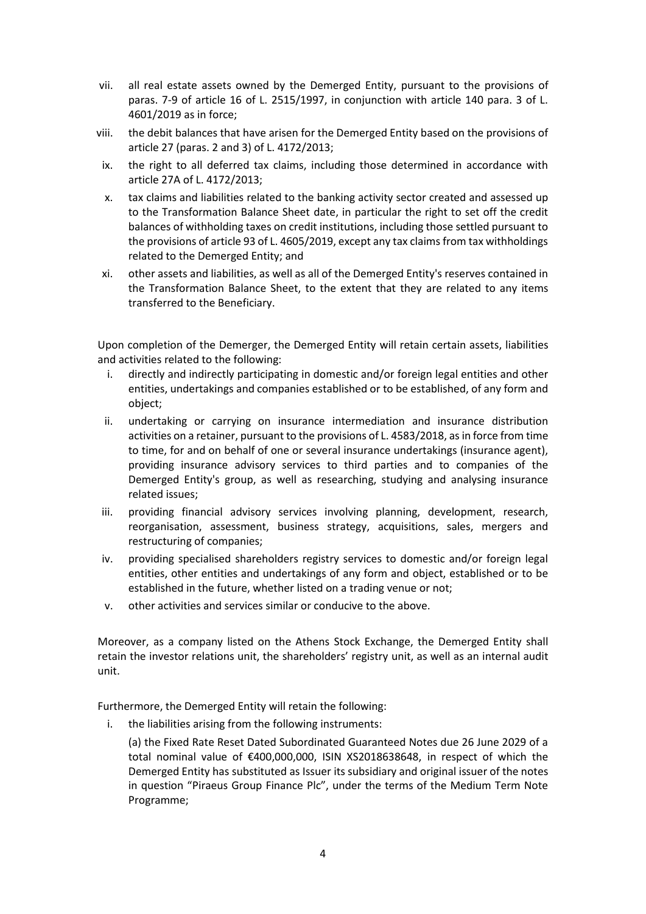vii. all real estate assets owned by the Demerged Entity, pursuant to the provisions of paras. 7-9 of article 16 of L. 2515/1997, in conjunction with article 140 para. 3 of L. 4601/2019 as in force;

viii. the debit balances that have arisen for the Demerged Entity based on the provisions of article 27 (paras. 2 and 3) of L. 4172/2013;

ix. the right to all deferred tax claims, including those determined in accordance with article 27A of L. 4172/2013;

x. tax claims and liabilities related to the banking activity sector created and assessed up to the Transformation Balance Sheet date, in particular the right to set off the credit balances of withholding taxes on credit institutions, including those settled pursuant to the provisions of article 93 of L. 4605/2019, except any tax claims from tax withholdings related to the Demerged Entity; and

xi. other assets and liabilities, as well as all of the Demerged Entity's reserves contained in the Transformation Balance Sheet, to the extent that they are related to any items transferred to the Beneficiary.

Upon completion of the Demerger, the Demerged Entity will retain certain assets, liabilities and activities related to the following:

i. directly and indirectly participating in domestic and/or foreign legal entities and other entities, undertakings and companies established or to be established, of any form and object;

ii. undertaking or carrying on insurance intermediation and insurance distribution activities on a retainer, pursuant to the provisions of L. 4583/2018, as in force from time to time, for and on behalf of one or several insurance undertakings (insurance agent), providing insurance advisory services to third parties and to companies of the Demerged Entity's group, as well as researching, studying and analysing insurance related issues;

iii. providing financial advisory services involving planning, development, research, reorganisation, assessment, business strategy, acquisitions, sales, mergers and restructuring of companies;

iv. providing specialised shareholders registry services to domestic and/or foreign legal entities, other entities and undertakings of any form and object, established or to be established in the future, whether listed on a trading venue or not;

v. other activities and services similar or conducive to the above.

Moreover, as a company listed on the Athens Stock Exchange, the Demerged Entity shall retain the investor relations unit, the shareholders' registry unit, as well as an internal audit unit.

Furthermore, the Demerged Entity will retain the following:

i. the liabilities arising from the following instruments:

(a) the Fixed Rate Reset Dated Subordinated Guaranteed Notes due 26 June 2029 of a total nominal value of €400,000,000, ISIN XS2018638648, in respect of which the Demerged Entity has substituted as Issuer its subsidiary and original issuer of the notes in question "Piraeus Group Finance Plc", under the terms of the Medium Term Note Programme;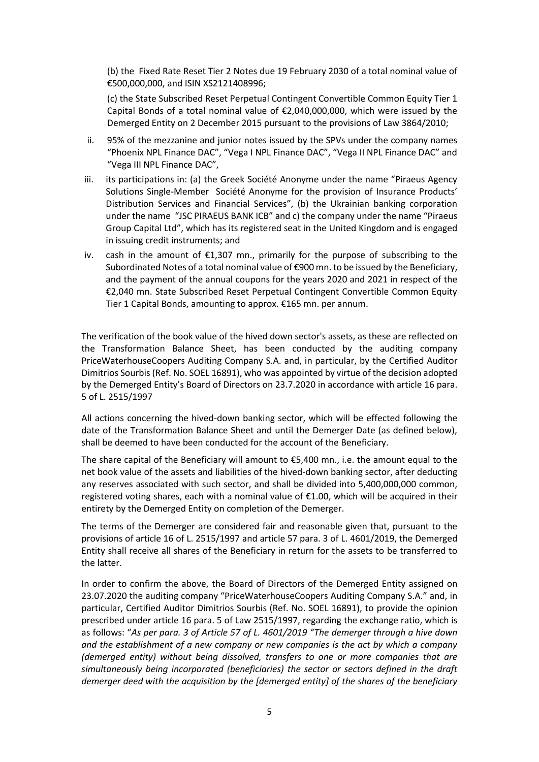(b) the Fixed Rate Reset Tier 2 Notes due 19 February 2030 of a total nominal value of €500,000,000, and ISIN XS2121408996;

(c) the State Subscribed Reset Perpetual Contingent Convertible Common Equity Tier 1 Capital Bonds of a total nominal value of €2,040,000,000, which were issued by the Demerged Entity on 2 December 2015 pursuant to the provisions of Law 3864/2010;

ii. 95% of the mezzanine and junior notes issued by the SPVs under the company names "Phoenix NPL Finance DAC", "Vega I NPL Finance DAC", "Vega II NPL Finance DAC" and "Vega III NPL Finance DAC",

iii. its participations in: (a) the Greek Société Anonyme under the name "Piraeus Agency Solutions Single-Member Société Anonyme for the provision of Insurance Products' Distribution Services and Financial Services", (b) the Ukrainian banking corporation under the name "JSC PIRAEUS BANK ICB" and c) the company under the name "Piraeus Group Capital Ltd", which has its registered seat in the United Kingdom and is engaged in issuing credit instruments; and

iv. cash in the amount of €1,307 mn., primarily for the purpose of subscribing to the Subordinated Notes of a total nominal value of €900 mn. to be issued by the Beneficiary, and the payment of the annual coupons for the years 2020 and 2021 in respect of the €2,040 mn. State Subscribed Reset Perpetual Contingent Convertible Common Equity Tier 1 Capital Bonds, amounting to approx. €165 mn. per annum.

The verification of the book value of the hived down sector's assets, as these are reflected on the Transformation Balance Sheet, has been conducted by the auditing company PriceWaterhouseCoopers Auditing Company S.A. and, in particular, by the Certified Auditor Dimitrios Sourbis (Ref. No. SOEL 16891), who was appointed by virtue of the decision adopted by the Demerged Entity's Board of Directors on 23.7.2020 in accordance with article 16 para. 5 of L. 2515/1997

All actions concerning the hived-down banking sector, which will be effected following the date of the Transformation Balance Sheet and until the Demerger Date (as defined below), shall be deemed to have been conducted for the account of the Beneficiary.

The share capital of the Beneficiary will amount to €5,400 mn., i.e. the amount equal to the net book value of the assets and liabilities of the hived-down banking sector, after deducting any reserves associated with such sector, and shall be divided into 5,400,000,000 common, registered voting shares, each with a nominal value of €1.00, which will be acquired in their entirety by the Demerged Entity on completion of the Demerger.

The terms of the Demerger are considered fair and reasonable given that, pursuant to the provisions of article 16 of L. 2515/1997 and article 57 para. 3 of L. 4601/2019, the Demerged Entity shall receive all shares of the Beneficiary in return for the assets to be transferred to the latter.

In order to confirm the above, the Board of Directors of the Demerged Entity assigned on 23.07.2020 the auditing company "PriceWaterhouseCoopers Auditing Company S.A." and, in particular, Certified Auditor Dimitrios Sourbis (Ref. No. SOEL 16891), to provide the opinion prescribed under article 16 para. 5 of Law 2515/1997, regarding the exchange ratio, which is as follows: "*As per para. 3 of Article 57 of L. 4601/2019 "The demerger through a hive down and the establishment of a new company or new companies is the act by which a company (demerged entity) without being dissolved, transfers to one or more companies that are simultaneously being incorporated (beneficiaries) the sector or sectors defined in the draft demerger deed with the acquisition by the [demerged entity] of the shares of the beneficiary*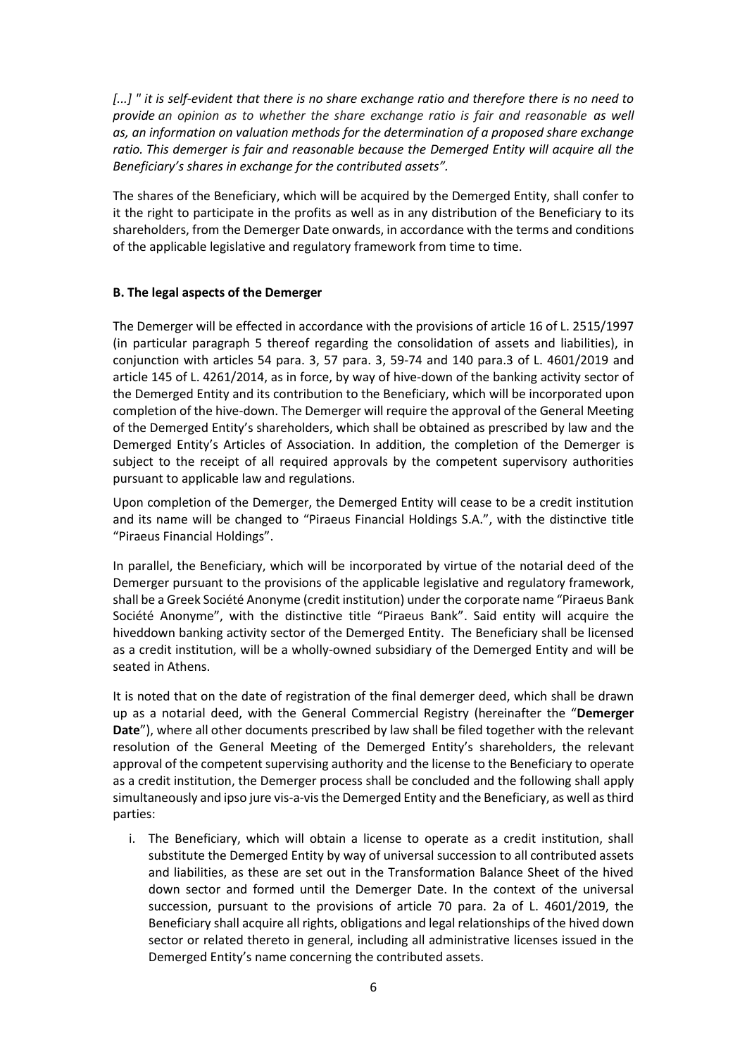*[...] " it is self-evident that there is no share exchange ratio and therefore there is no need to provide an opinion as to whether the share exchange ratio is fair and reasonable as well as, an information on valuation methods for the determination of a proposed share exchange ratio. This demerger is fair and reasonable because the Demerged Entity will acquire all the Beneficiary's shares in exchange for the contributed assets".*

The shares of the Beneficiary, which will be acquired by the Demerged Entity, shall confer to it the right to participate in the profits as well as in any distribution of the Beneficiary to its shareholders, from the Demerger Date onwards, in accordance with the terms and conditions of the applicable legislative and regulatory framework from time to time.

**B. The legal aspects of the Demerger**

The Demerger will be effected in accordance with the provisions of article 16 of L. 2515/1997 (in particular paragraph 5 thereof regarding the consolidation of assets and liabilities), in conjunction with articles 54 para. 3, 57 para. 3, 59-74 and 140 para.3 of L. 4601/2019 and article 145 of L. 4261/2014, as in force, by way of hive-down of the banking activity sector of the Demerged Entity and its contribution to the Beneficiary, which will be incorporated upon completion of the hive-down. The Demerger will require the approval of the General Meeting of the Demerged Entity's shareholders, which shall be obtained as prescribed by law and the Demerged Entity's Articles of Association. In addition, the completion of the Demerger is subject to the receipt of all required approvals by the competent supervisory authorities pursuant to applicable law and regulations.

Upon completion of the Demerger, the Demerged Entity will cease to be a credit institution and its name will be changed to "Piraeus Financial Holdings S.A.", with the distinctive title "Piraeus Financial Holdings".

In parallel, the Beneficiary, which will be incorporated by virtue of the notarial deed of the Demerger pursuant to the provisions of the applicable legislative and regulatory framework, shall be a Greek Société Anonyme (credit institution) under the corporate name "Piraeus Bank Société Anonyme", with the distinctive title "Piraeus Bank". Said entity will acquire the hiveddown banking activity sector of the Demerged Entity. The Beneficiary shall be licensed as a credit institution, will be a wholly-owned subsidiary of the Demerged Entity and will be seated in Athens.

It is noted that on the date of registration of the final demerger deed, which shall be drawn up as a notarial deed, with the General Commercial Registry (hereinafter the "**Demerger Date**"), where all other documents prescribed by law shall be filed together with the relevant resolution of the General Meeting of the Demerged Entity's shareholders, the relevant approval of the competent supervising authority and the license to the Beneficiary to operate as a credit institution, the Demerger process shall be concluded and the following shall apply simultaneously and ipso jure vis-a-vis the Demerged Entity and the Beneficiary, as well as third parties:

i. The Beneficiary, which will obtain a license to operate as a credit institution, shall substitute the Demerged Entity by way of universal succession to all contributed assets and liabilities, as these are set out in the Transformation Balance Sheet of the hived down sector and formed until the Demerger Date. In the context of the universal succession, pursuant to the provisions of article 70 para. 2a of L. 4601/2019, the Beneficiary shall acquire all rights, obligations and legal relationships of the hived down sector or related thereto in general, including all administrative licenses issued in the Demerged Entity's name concerning the contributed assets.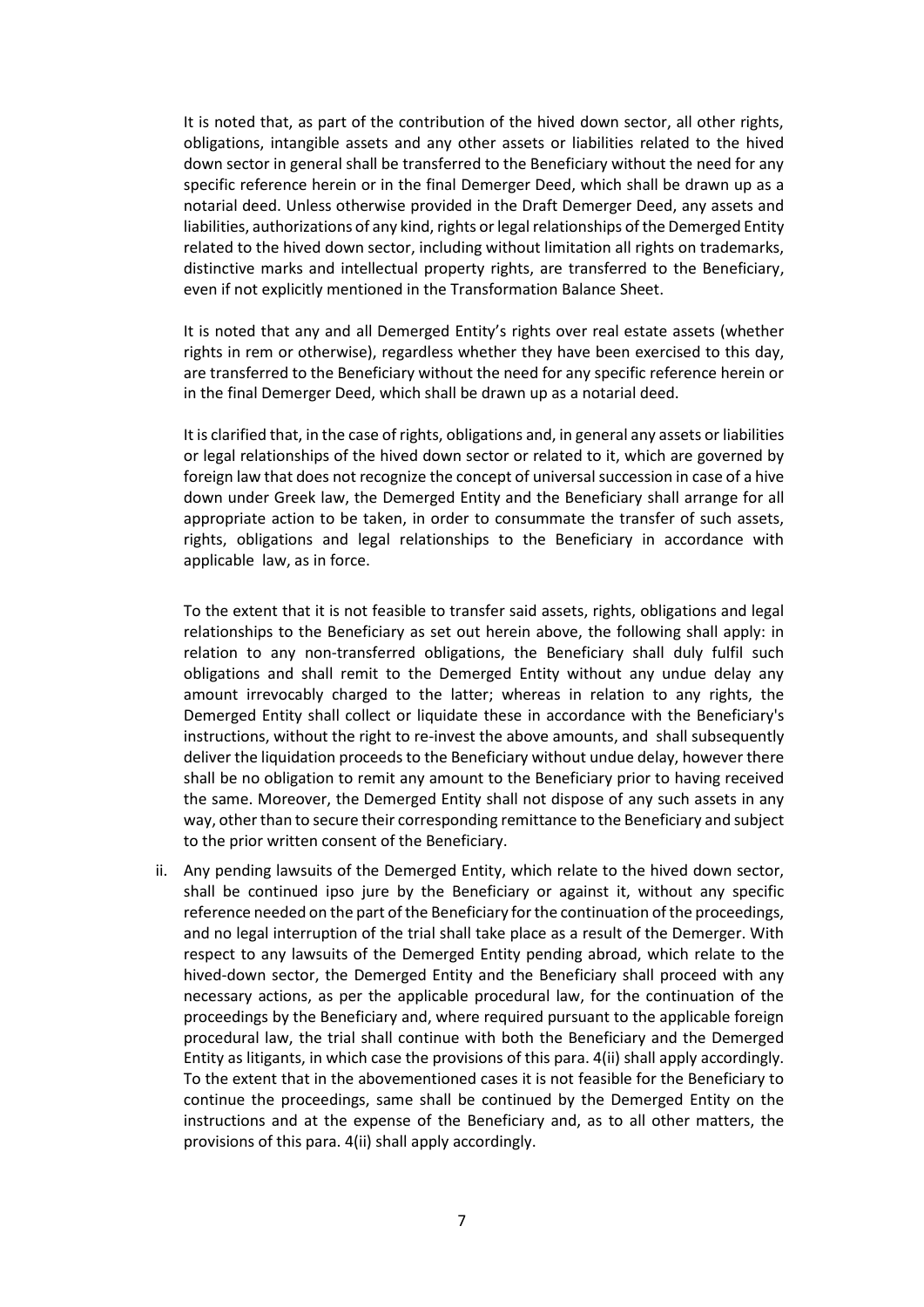It is noted that, as part of the contribution of the hived down sector, all other rights, obligations, intangible assets and any other assets or liabilities related to the hived down sector in general shall be transferred to the Beneficiary without the need for any specific reference herein or in the final Demerger Deed, which shall be drawn up as a notarial deed. Unless otherwise provided in the Draft Demerger Deed, any assets and liabilities, authorizations of any kind, rights or legal relationships of the Demerged Entity related to the hived down sector, including without limitation all rights on trademarks, distinctive marks and intellectual property rights, are transferred to the Beneficiary, even if not explicitly mentioned in the Transformation Balance Sheet.

It is noted that any and all Demerged Entity's rights over real estate assets (whether rights in rem or otherwise), regardless whether they have been exercised to this day, are transferred to the Beneficiary without the need for any specific reference herein or in the final Demerger Deed, which shall be drawn up as a notarial deed.

It is clarified that, in the case of rights, obligations and, in general any assets or liabilities or legal relationships of the hived down sector or related to it, which are governed by foreign law that does not recognize the concept of universal succession in case of a hive down under Greek law, the Demerged Entity and the Beneficiary shall arrange for all appropriate action to be taken, in order to consummate the transfer of such assets, rights, obligations and legal relationships to the Beneficiary in accordance with applicable law, as in force.

To the extent that it is not feasible to transfer said assets, rights, obligations and legal relationships to the Beneficiary as set out herein above, the following shall apply: in relation to any non-transferred obligations, the Beneficiary shall duly fulfil such obligations and shall remit to the Demerged Entity without any undue delay any amount irrevocably charged to the latter; whereas in relation to any rights, the Demerged Entity shall collect or liquidate these in accordance with the Beneficiary's instructions, without the right to re-invest the above amounts, and shall subsequently deliver the liquidation proceeds to the Beneficiary without undue delay, however there shall be no obligation to remit any amount to the Beneficiary prior to having received the same. Moreover, the Demerged Entity shall not dispose of any such assets in any way, other than to secure their corresponding remittance to the Beneficiary and subject to the prior written consent of the Beneficiary.

ii. Any pending lawsuits of the Demerged Entity, which relate to the hived down sector, shall be continued ipso jure by the Beneficiary or against it, without any specific reference needed on the part of the Beneficiary for the continuation of the proceedings, and no legal interruption of the trial shall take place as a result of the Demerger. With respect to any lawsuits of the Demerged Entity pending abroad, which relate to the hived-down sector, the Demerged Entity and the Beneficiary shall proceed with any necessary actions, as per the applicable procedural law, for the continuation of the proceedings by the Beneficiary and, where required pursuant to the applicable foreign procedural law, the trial shall continue with both the Beneficiary and the Demerged Entity as litigants, in which case the provisions of this para. 4(ii) shall apply accordingly. To the extent that in the abovementioned cases it is not feasible for the Beneficiary to continue the proceedings, same shall be continued by the Demerged Entity on the instructions and at the expense of the Beneficiary and, as to all other matters, the provisions of this para. 4(ii) shall apply accordingly.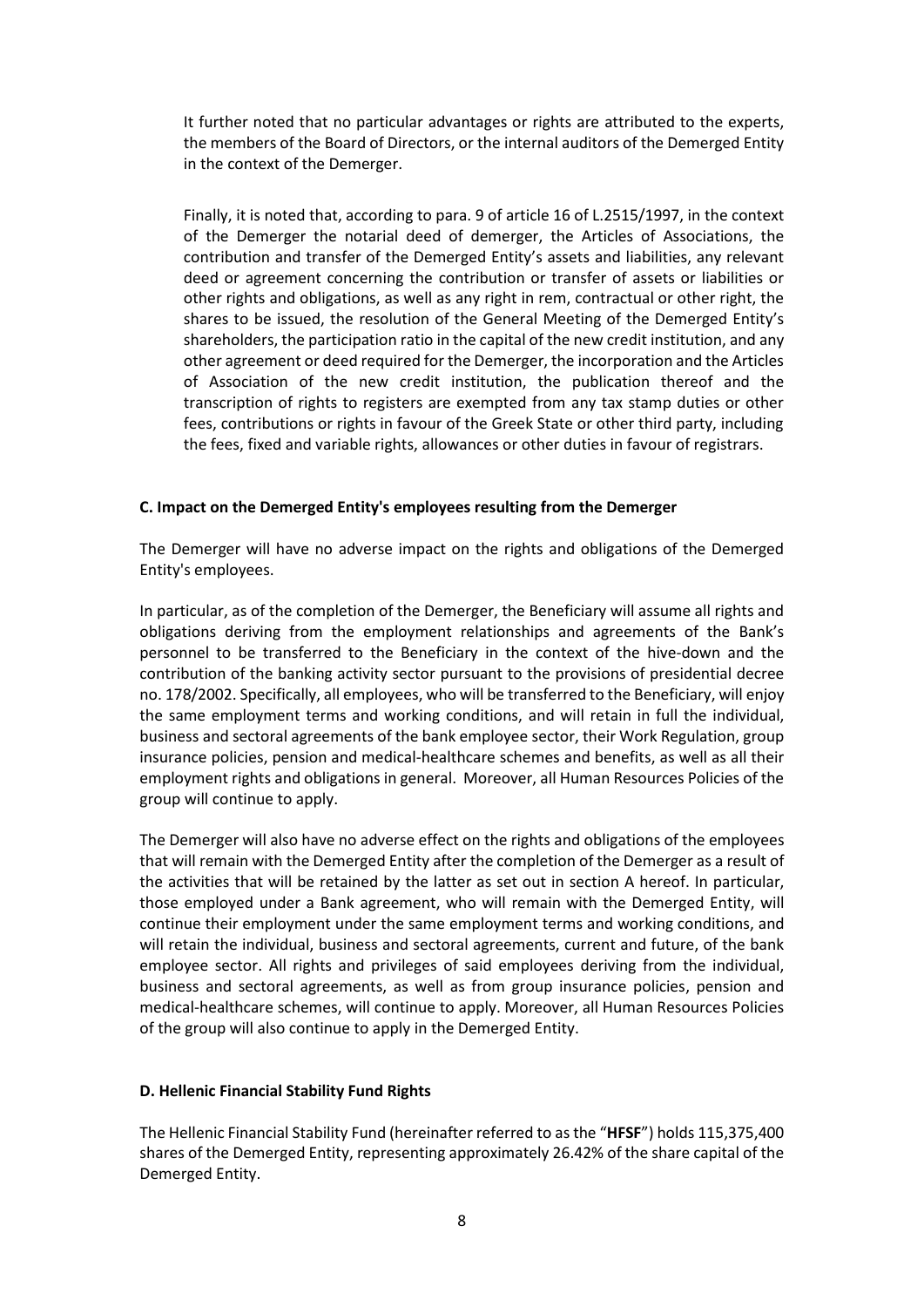It further noted that no particular advantages or rights are attributed to the experts, the members of the Board of Directors, or the internal auditors of the Demerged Entity in the context of the Demerger.

Finally, it is noted that, according to para. 9 of article 16 of L.2515/1997, in the context of the Demerger the notarial deed of demerger, the Articles of Associations, the contribution and transfer of the Demerged Entity's assets and liabilities, any relevant deed or agreement concerning the contribution or transfer of assets or liabilities or other rights and obligations, as well as any right in rem, contractual or other right, the shares to be issued, the resolution of the General Meeting of the Demerged Entity's shareholders, the participation ratio in the capital of the new credit institution, and any other agreement or deed required for the Demerger, the incorporation and the Articles of Association of the new credit institution, the publication thereof and the transcription of rights to registers are exempted from any tax stamp duties or other fees, contributions or rights in favour of the Greek State or other third party, including the fees, fixed and variable rights, allowances or other duties in favour of registrars.

**C. Impact on the Demerged Entity's employees resulting from the Demerger**

The Demerger will have no adverse impact on the rights and obligations of the Demerged Entity's employees.

In particular, as of the completion of the Demerger, the Beneficiary will assume all rights and obligations deriving from the employment relationships and agreements of the Bank's personnel to be transferred to the Beneficiary in the context of the hive-down and the contribution of the banking activity sector pursuant to the provisions of presidential decree no. 178/2002. Specifically, all employees, who will be transferred to the Beneficiary, will enjoy the same employment terms and working conditions, and will retain in full the individual, business and sectoral agreements of the bank employee sector, their Work Regulation, group insurance policies, pension and medical-healthcare schemes and benefits, as well as all their employment rights and obligations in general. Moreover, all Human Resources Policies of the group will continue to apply.

The Demerger will also have no adverse effect on the rights and obligations of the employees that will remain with the Demerged Entity after the completion of the Demerger as a result of the activities that will be retained by the latter as set out in section A hereof. In particular, those employed under a Bank agreement, who will remain with the Demerged Entity, will continue their employment under the same employment terms and working conditions, and will retain the individual, business and sectoral agreements, current and future, of the bank employee sector. All rights and privileges of said employees deriving from the individual, business and sectoral agreements, as well as from group insurance policies, pension and medical-healthcare schemes, will continue to apply. Moreover, all Human Resources Policies of the group will also continue to apply in the Demerged Entity.

**D. Hellenic Financial Stability Fund Rights**

The Hellenic Financial Stability Fund (hereinafter referred to as the "**HFSF**") holds 115,375,400 shares of the Demerged Entity, representing approximately 26.42% of the share capital of the Demerged Entity.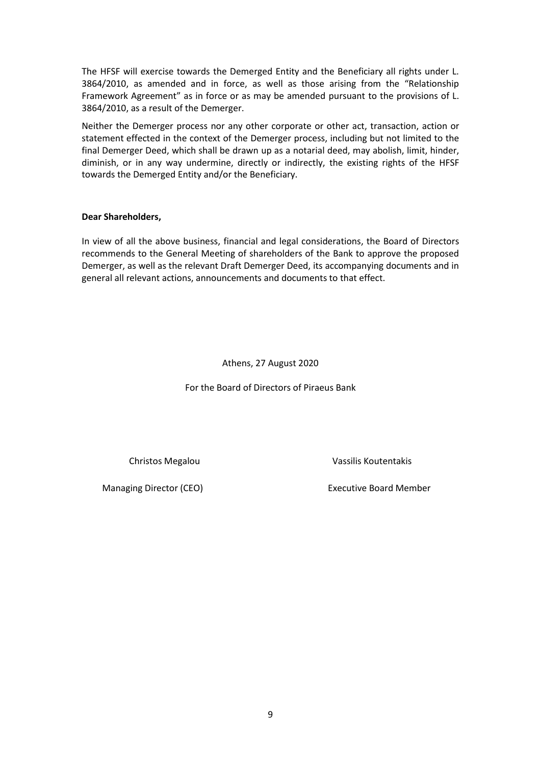The HFSF will exercise towards the Demerged Entity and the Beneficiary all rights under L. 3864/2010, as amended and in force, as well as those arising from the "Relationship Framework Agreement" as in force or as may be amended pursuant to the provisions of L. 3864/2010, as a result of the Demerger.

Neither the Demerger process nor any other corporate or other act, transaction, action or statement effected in the context of the Demerger process, including but not limited to the final Demerger Deed, which shall be drawn up as a notarial deed, may abolish, limit, hinder, diminish, or in any way undermine, directly or indirectly, the existing rights of the HFSF towards the Demerged Entity and/or the Beneficiary.

**Dear Shareholders,**

In view of all the above business, financial and legal considerations, the Board of Directors recommends to the General Meeting of shareholders of the Bank to approve the proposed Demerger, as well as the relevant Draft Demerger Deed, its accompanying documents and in general all relevant actions, announcements and documents to that effect.

Athens, 27 August 2020

For the Board of Directors of Piraeus Bank

Christos Megalou

Managing Director (CEO)

Vassilis Koutentakis

Executive Board Member